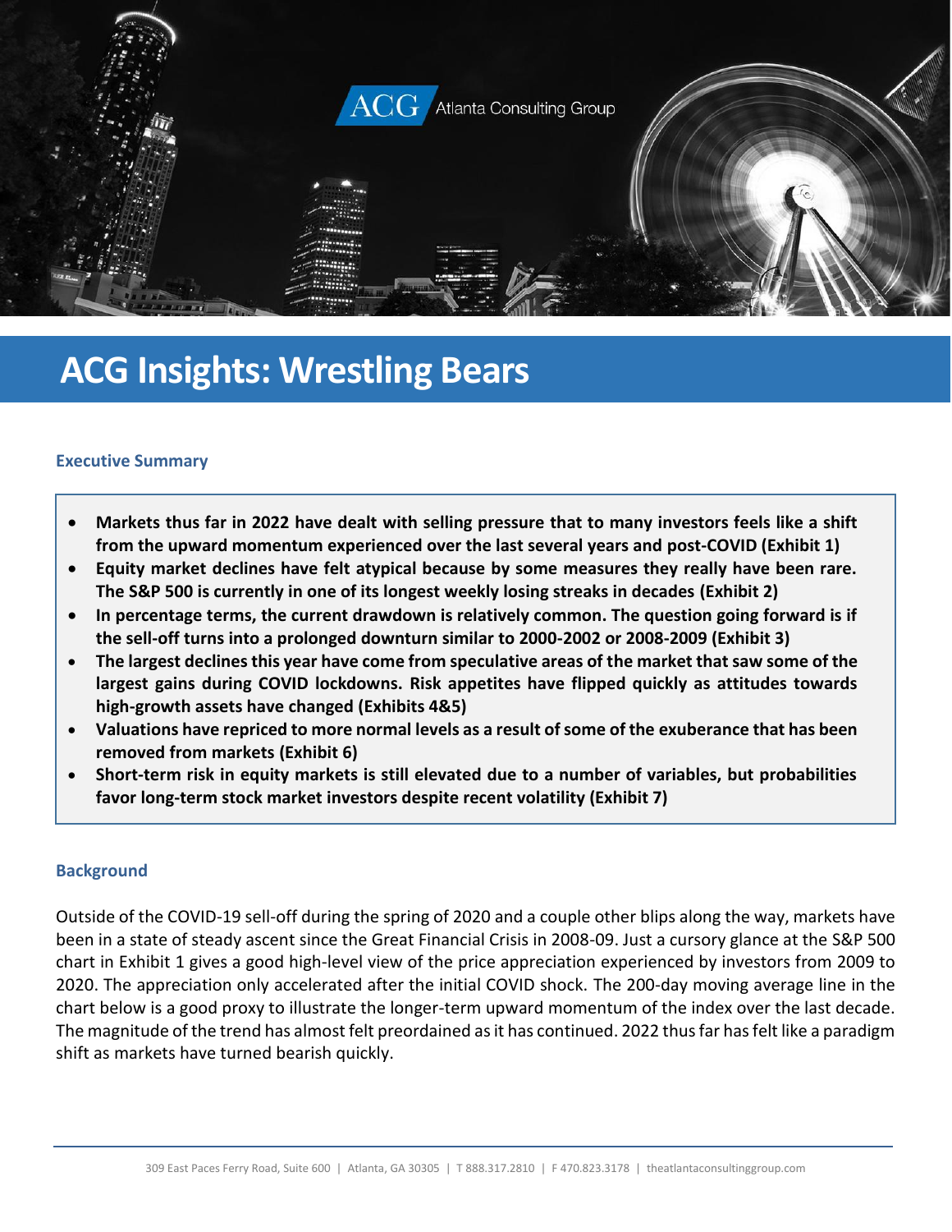# ACG Insights: Wrestling Bears

### Executive Summary

- **Markets thus far in 2022 have dealt with selling pressure that to many investors feels like a shift from the upward momentum experienced over the last several years and post-COVID (Exhibit 1)**
- **Equity market declines have felt atypical because by some measures they really have been rare. The S&P 500 is currently in one of its longest weekly losing streaks in decades (Exhibit 2)**
- **In percentage terms, the current drawdown is relatively common. The question going forward is if the sell-off turns into a prolonged downturn similar to 2000-2002 or 2008-2009 (Exhibit 3)**
- **The largest declines this year have come from speculative areas of the market that saw some of the largest gains during COVID lockdowns. Risk appetites have flipped quickly as attitudes towards high-growth assets have changed (Exhibits 4&5)**
- **Valuations have repriced to more normal levels as a result of some of the exuberance that has been removed from markets (Exhibit 6)**
- **Short-term risk in equity markets is still elevated due to a number of variables, but probabilities favor long-term stock market investors despite recent volatility (Exhibit 7)**

### Background

Outside of the COVID-19 sell-off during the spring of 2020 and a couple other blips along the way, markets have been in a state of steady ascent since the Great Financial Crisis in 2008-09. Just a cursory glance at the S&P 500 chart in Exhibit 1 gives a good high-level view of the price appreciation experienced by investors from 2009 to 2020. The appreciation only accelerated after the initial COVID shock. The 200-day moving average line in the chart below is a good proxy to illustrate the longer-term upward momentum of the index over the last decade. The magnitude of the trend has almost felt preordained as it has continued. 2022 thus far has felt like a paradigm shift as markets have turned bearish quickly.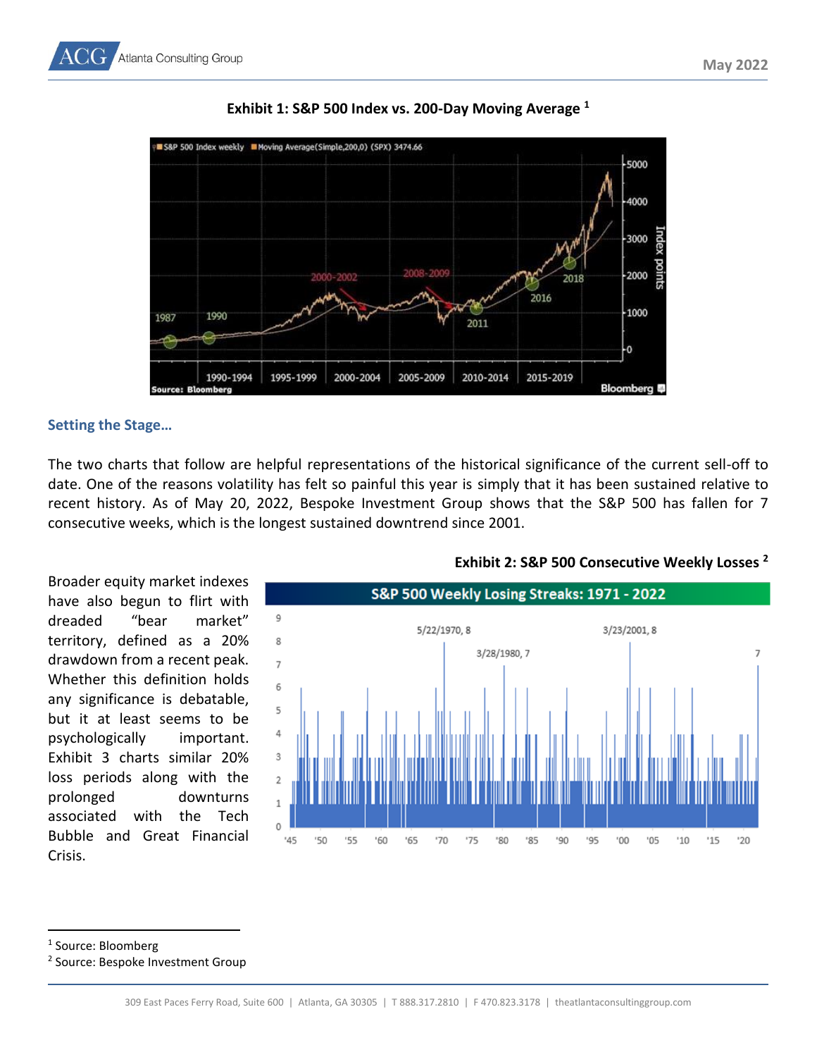**Exhibit 1: S&P 500 Index vs. 200-Day Moving Average [1]**

### Setting the Stage…

The two charts that follow are helpful representations of the historical significance of the current sell-off to date. One of the reasons volatility has felt so painful this year is simply that it has been sustained relative to recent history. As of May 20, 2022, Bespoke Investment Group shows that the S&P 500 has fallen for 7 consecutive weeks, which is the longest sustained downtrend since 2001.

**Exhibit 2: S&P 500 Consecutive Weekly Losses [2]**

Broader equity market indexes have also begun to flirt with dreaded "bear market" territory, defined as a 20% drawdown from a recent peak. Whether this definition holds any significance is debatable, but it at least seems to be psychologically important. Exhibit 3 charts similar 20% loss periods along with the prolonged downturns associated with the Tech Bubble and Great Financial Crisis.

---

[1] Source: Bloomberg

[2] Source: Bespoke Investment Group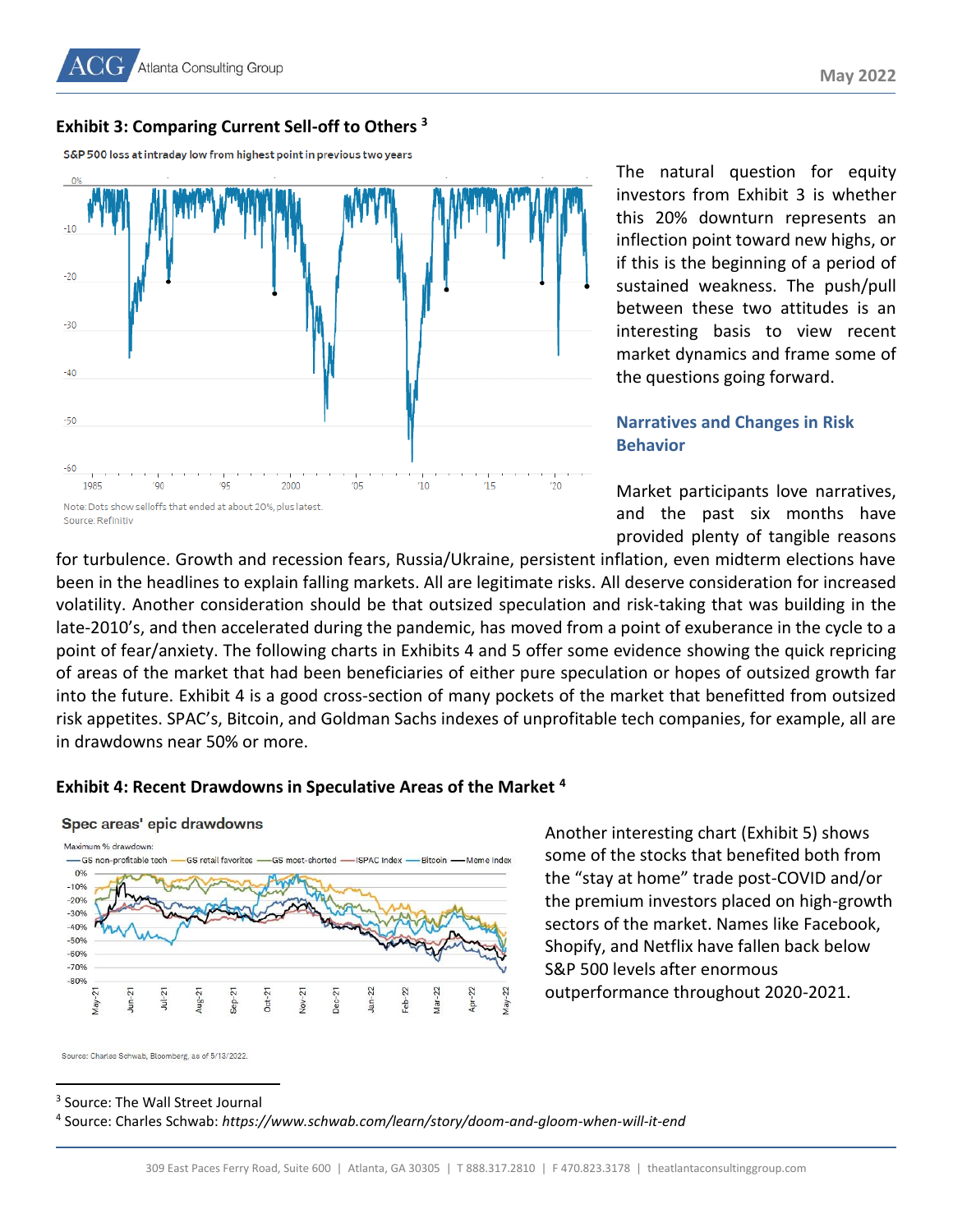### Exhibit 3: Comparing Current Sell-off to Others [3]

S&P 500 loss at intraday low from highest point in previous two years

Note: Dots show selloffs that ended at about 20%, plus latest.
Source: Refinitiv

The natural question for equity investors from Exhibit 3 is whether this 20% downturn represents an inflection point toward new highs, or if this is the beginning of a period of sustained weakness. The push/pull between these two attitudes is an interesting basis to view recent market dynamics and frame some of the questions going forward.

### Narratives and Changes in Risk Behavior

Market participants love narratives, and the past six months have provided plenty of tangible reasons for turbulence. Growth and recession fears, Russia/Ukraine, persistent inflation, even midterm elections have been in the headlines to explain falling markets. All are legitimate risks. All deserve consideration for increased volatility. Another consideration should be that outsized speculation and risk-taking that was building in the late-2010's, and then accelerated during the pandemic, has moved from a point of exuberance in the cycle to a point of fear/anxiety. The following charts in Exhibits 4 and 5 offer some evidence showing the quick repricing of areas of the market that had been beneficiaries of either pure speculation or hopes of outsized growth far into the future. Exhibit 4 is a good cross-section of many pockets of the market that benefitted from outsized risk appetites. SPAC's, Bitcoin, and Goldman Sachs indexes of unprofitable tech companies, for example, all are in drawdowns near 50% or more.

### Exhibit 4: Recent Drawdowns in Speculative Areas of the Market [4]

Spec areas' epic drawdowns

Source: Charles Schwab, Bloomberg, as of 5/13/2022.

Another interesting chart (Exhibit 5) shows some of the stocks that benefited both from the "stay at home" trade post-COVID and/or the premium investors placed on high-growth sectors of the market. Names like Facebook, Shopify, and Netflix have fallen back below S&P 500 levels after enormous outperformance throughout 2020-2021.

[3] Source: The Wall Street Journal
[4] Source: Charles Schwab: *https://www.schwab.com/learn/story/doom-and-gloom-when-will-it-end*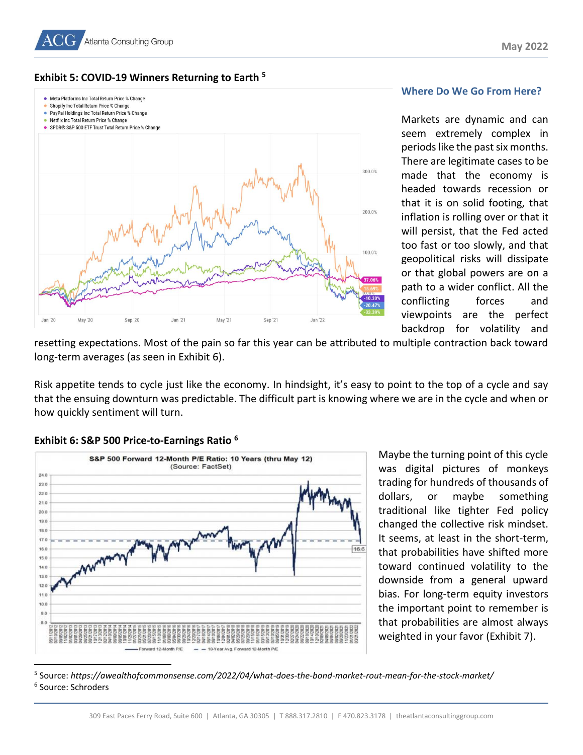**Exhibit 5: COVID-19 Winners Returning to Earth** [5]

## Where Do We Go From Here?

Markets are dynamic and can seem extremely complex in periods like the past six months. There are legitimate cases to be made that the economy is headed towards recession or that it is on solid footing, that inflation is rolling over or that it will persist, that the Fed acted too fast or too slowly, and that geopolitical risks will dissipate or that global powers are on a path to a wider conflict. All the conflicting forces and viewpoints are the perfect backdrop for volatility and resetting expectations. Most of the pain so far this year can be attributed to multiple contraction back toward long-term averages (as seen in Exhibit 6).

Risk appetite tends to cycle just like the economy. In hindsight, it's easy to point to the top of a cycle and say that the ensuing downturn was predictable. The difficult part is knowing where we are in the cycle and when or how quickly sentiment will turn.

**Exhibit 6: S&P 500 Price-to-Earnings Ratio** [6]

Maybe the turning point of this cycle was digital pictures of monkeys trading for hundreds of thousands of dollars, or maybe something traditional like tighter Fed policy changed the collective risk mindset. It seems, at least in the short-term, that probabilities have shifted more toward continued volatility to the downside from a general upward bias. For long-term equity investors the important point to remember is that probabilities are almost always weighted in your favor (Exhibit 7).

---

[5] Source: *https://awealthofcommonsense.com/2022/04/what-does-the-bond-market-rout-mean-for-the-stock-market/*

[6] Source: Schroders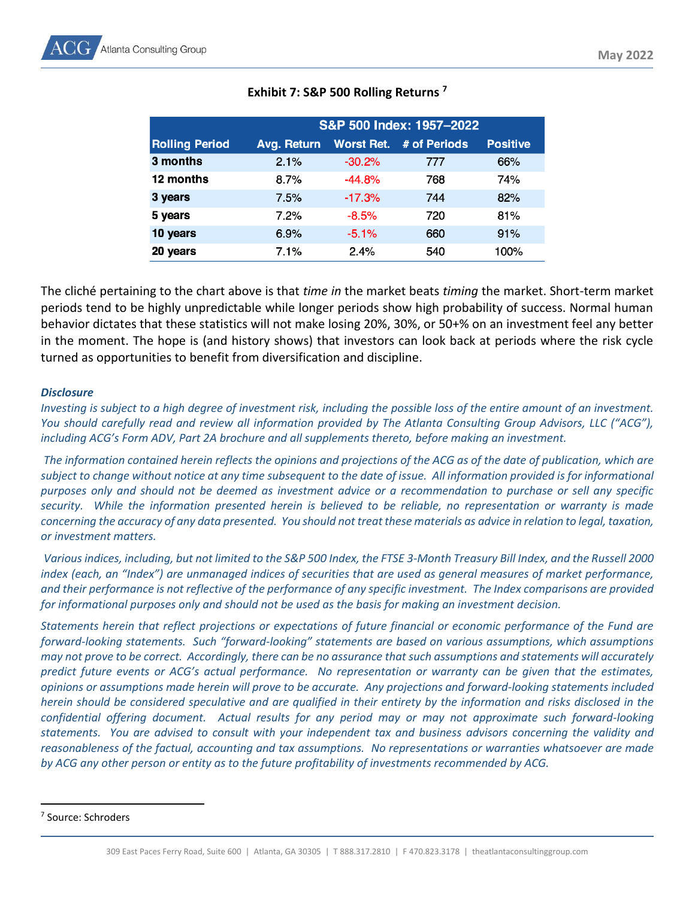**Exhibit 7: S&P 500 Rolling Returns [7]**

| | S&P 500 Index: 1957–2022 | | | |
|---|---|---|---|---|
| **Rolling Period** | **Avg. Return** | **Worst Ret.** | **# of Periods** | **Positive** |
| **3 months** | 2.1% | -30.2% | 777 | 66% |
| **12 months** | 8.7% | -44.8% | 768 | 74% |
| **3 years** | 7.5% | -17.3% | 744 | 82% |
| **5 years** | 7.2% | -8.5% | 720 | 81% |
| **10 years** | 6.9% | -5.1% | 660 | 91% |
| **20 years** | 7.1% | 2.4% | 540 | 100% |

The cliché pertaining to the chart above is that *time in* the market beats *timing* the market. Short-term market periods tend to be highly unpredictable while longer periods show high probability of success. Normal human behavior dictates that these statistics will not make losing 20%, 30%, or 50+% on an investment feel any better in the moment. The hope is (and history shows) that investors can look back at periods where the risk cycle turned as opportunities to benefit from diversification and discipline.

***Disclosure***

*Investing is subject to a high degree of investment risk, including the possible loss of the entire amount of an investment. You should carefully read and review all information provided by The Atlanta Consulting Group Advisors, LLC ("ACG"), including ACG's Form ADV, Part 2A brochure and all supplements thereto, before making an investment.*

*The information contained herein reflects the opinions and projections of the ACG as of the date of publication, which are subject to change without notice at any time subsequent to the date of issue. All information provided is for informational purposes only and should not be deemed as investment advice or a recommendation to purchase or sell any specific security. While the information presented herein is believed to be reliable, no representation or warranty is made concerning the accuracy of any data presented. You should not treat these materials as advice in relation to legal, taxation, or investment matters.*

*Various indices, including, but not limited to the S&P 500 Index, the FTSE 3-Month Treasury Bill Index, and the Russell 2000 index (each, an "Index") are unmanaged indices of securities that are used as general measures of market performance, and their performance is not reflective of the performance of any specific investment. The Index comparisons are provided for informational purposes only and should not be used as the basis for making an investment decision.*

*Statements herein that reflect projections or expectations of future financial or economic performance of the Fund are forward-looking statements. Such "forward-looking" statements are based on various assumptions, which assumptions may not prove to be correct. Accordingly, there can be no assurance that such assumptions and statements will accurately predict future events or ACG's actual performance. No representation or warranty can be given that the estimates, opinions or assumptions made herein will prove to be accurate. Any projections and forward-looking statements included herein should be considered speculative and are qualified in their entirety by the information and risks disclosed in the confidential offering document. Actual results for any period may or may not approximate such forward-looking statements. You are advised to consult with your independent tax and business advisors concerning the validity and reasonableness of the factual, accounting and tax assumptions. No representations or warranties whatsoever are made by ACG any other person or entity as to the future profitability of investments recommended by ACG.*

[7] Source: Schroders